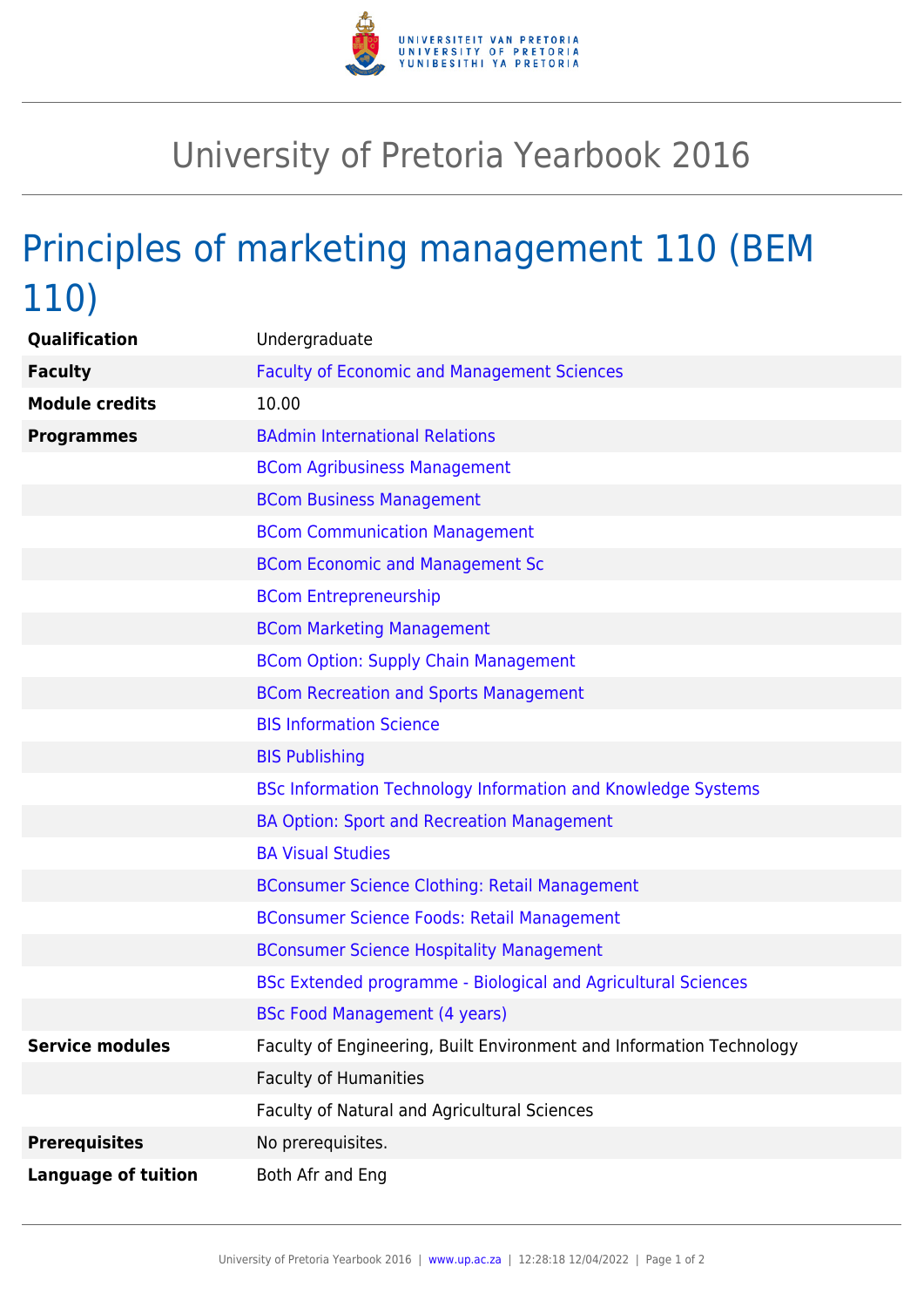# University of Pretoria Yearbook 2016

## Principles of marketing management 110 (BEM 110)

| | |
|---|---|
| **Qualification** | Undergraduate |
| **Faculty** | Faculty of Economic and Management Sciences |
| **Module credits** | 10.00 |
| **Programmes** | BAdmin International Relations |
| | BCom Agribusiness Management |
| | BCom Business Management |
| | BCom Communication Management |
| | BCom Economic and Management Sc |
| | BCom Entrepreneurship |
| | BCom Marketing Management |
| | BCom Option: Supply Chain Management |
| | BCom Recreation and Sports Management |
| | BIS Information Science |
| | BIS Publishing |
| | BSc Information Technology Information and Knowledge Systems |
| | BA Option: Sport and Recreation Management |
| | BA Visual Studies |
| | BConsumer Science Clothing: Retail Management |
| | BConsumer Science Foods: Retail Management |
| | BConsumer Science Hospitality Management |
| | BSc Extended programme - Biological and Agricultural Sciences |
| | BSc Food Management (4 years) |
| **Service modules** | Faculty of Engineering, Built Environment and Information Technology |
| | Faculty of Humanities |
| | Faculty of Natural and Agricultural Sciences |
| **Prerequisites** | No prerequisites. |
| **Language of tuition** | Both Afr and Eng |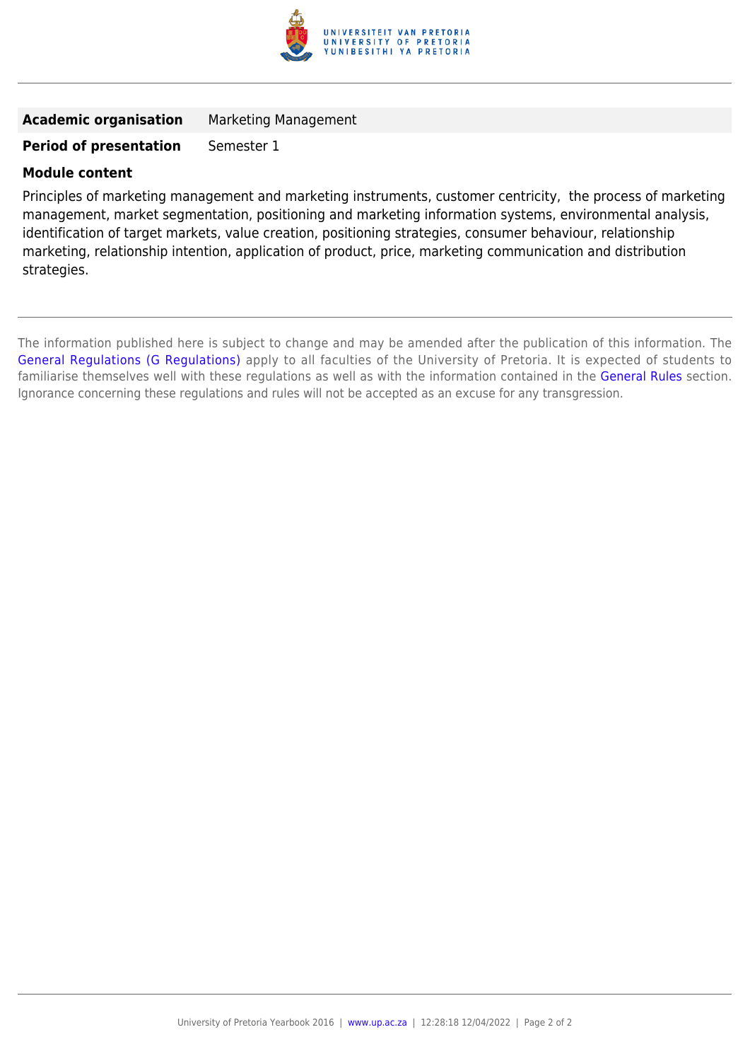| | |
|---|---|
| **Academic organisation** | Marketing Management |
| **Period of presentation** | Semester 1 |

**Module content**

Principles of marketing management and marketing instruments, customer centricity,  the process of marketing management, market segmentation, positioning and marketing information systems, environmental analysis, identification of target markets, value creation, positioning strategies, consumer behaviour, relationship marketing, relationship intention, application of product, price, marketing communication and distribution strategies.

The information published here is subject to change and may be amended after the publication of this information. The General Regulations (G Regulations) apply to all faculties of the University of Pretoria. It is expected of students to familiarise themselves well with these regulations as well as with the information contained in the General Rules section. Ignorance concerning these regulations and rules will not be accepted as an excuse for any transgression.